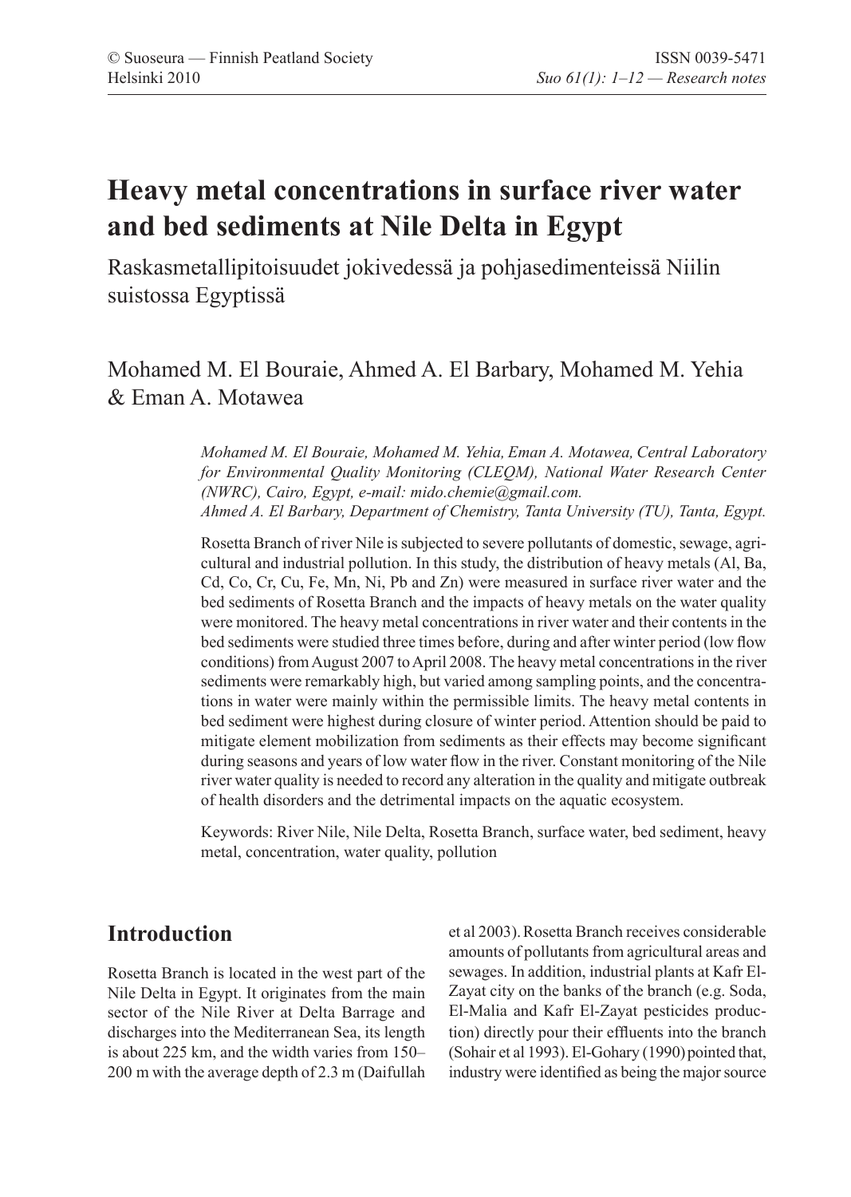# Heavy metal concentrations in surface river water and bed sediments at Nile Delta in Egypt

Raskasmetallipitoisuudet jokivedessä ja pohjasedimenteissä Niilin suistossa Egyptissä

Mohamed M. El Bouraie, Ahmed A. El Barbary, Mohamed M. Yehia & Eman A. Motawea

*Mohamed M. El Bouraie, Mohamed M. Yehia, Eman A. Motawea, Central Laboratory for Environmental Quality Monitoring (CLEQM), National Water Research Center (NWRC), Cairo, Egypt, e-mail: mido.chemie@gmail.com.*
*Ahmed A. El Barbary, Department of Chemistry, Tanta University (TU), Tanta, Egypt.*

Rosetta Branch of river Nile is subjected to severe pollutants of domestic, sewage, agricultural and industrial pollution. In this study, the distribution of heavy metals (Al, Ba, Cd, Co, Cr, Cu, Fe, Mn, Ni, Pb and Zn) were measured in surface river water and the bed sediments of Rosetta Branch and the impacts of heavy metals on the water quality were monitored. The heavy metal concentrations in river water and their contents in the bed sediments were studied three times before, during and after winter period (low flow conditions) from August 2007 to April 2008. The heavy metal concentrations in the river sediments were remarkably high, but varied among sampling points, and the concentrations in water were mainly within the permissible limits. The heavy metal contents in bed sediment were highest during closure of winter period. Attention should be paid to mitigate element mobilization from sediments as their effects may become significant during seasons and years of low water flow in the river. Constant monitoring of the Nile river water quality is needed to record any alteration in the quality and mitigate outbreak of health disorders and the detrimental impacts on the aquatic ecosystem.

Keywords: River Nile, Nile Delta, Rosetta Branch, surface water, bed sediment, heavy metal, concentration, water quality, pollution

## Introduction

Rosetta Branch is located in the west part of the Nile Delta in Egypt. It originates from the main sector of the Nile River at Delta Barrage and discharges into the Mediterranean Sea, its length is about 225 km, and the width varies from 150–200 m with the average depth of 2.3 m (Daifullah et al 2003). Rosetta Branch receives considerable amounts of pollutants from agricultural areas and sewages. In addition, industrial plants at Kafr El-Zayat city on the banks of the branch (e.g. Soda, El-Malia and Kafr El-Zayat pesticides production) directly pour their effluents into the branch (Sohair et al 1993). El-Gohary (1990) pointed that, industry were identified as being the major source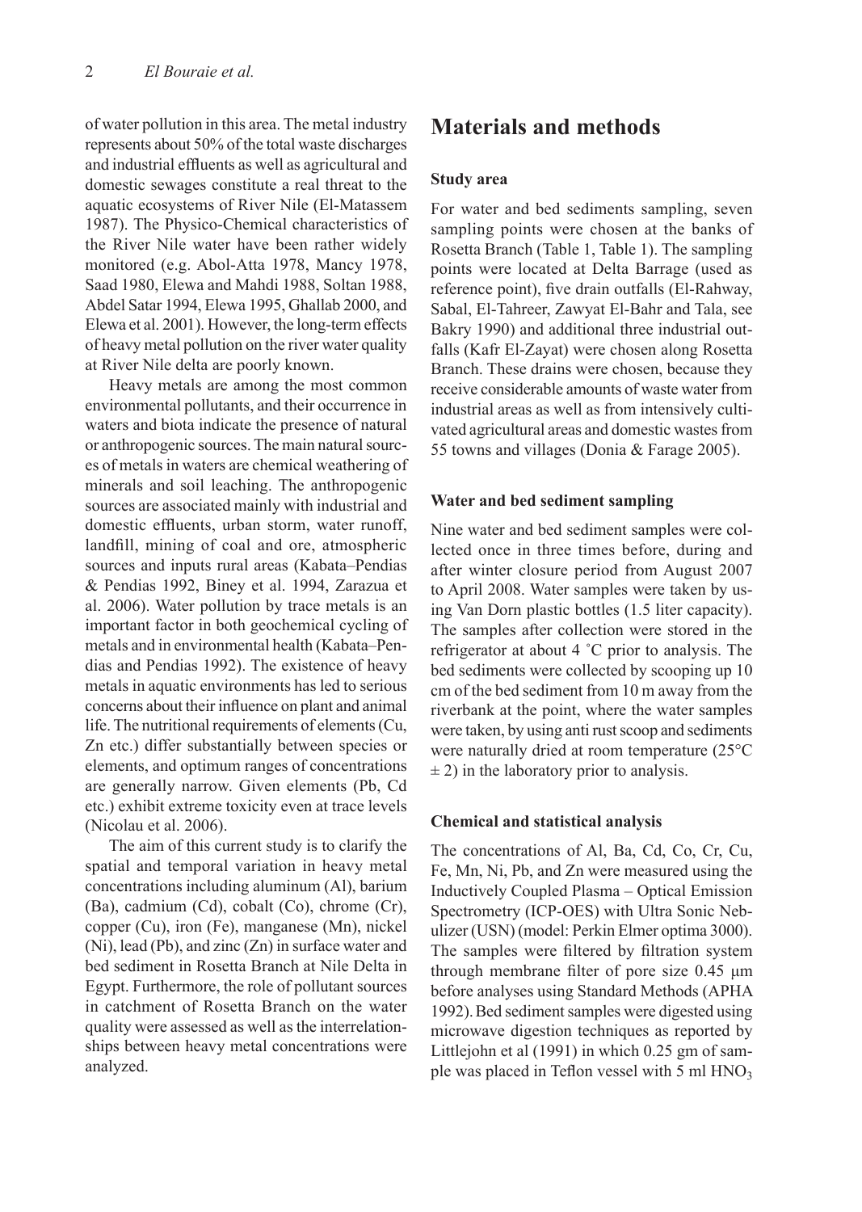of water pollution in this area. The metal industry represents about 50% of the total waste discharges and industrial effluents as well as agricultural and domestic sewages constitute a real threat to the aquatic ecosystems of River Nile (El-Matassem 1987). The Physico-Chemical characteristics of the River Nile water have been rather widely monitored (e.g. Abol-Atta 1978, Mancy 1978, Saad 1980, Elewa and Mahdi 1988, Soltan 1988, Abdel Satar 1994, Elewa 1995, Ghallab 2000, and Elewa et al. 2001). However, the long-term effects of heavy metal pollution on the river water quality at River Nile delta are poorly known.

Heavy metals are among the most common environmental pollutants, and their occurrence in waters and biota indicate the presence of natural or anthropogenic sources. The main natural sources of metals in waters are chemical weathering of minerals and soil leaching. The anthropogenic sources are associated mainly with industrial and domestic effluents, urban storm, water runoff, landfill, mining of coal and ore, atmospheric sources and inputs rural areas (Kabata–Pendias & Pendias 1992, Biney et al. 1994, Zarazua et al. 2006). Water pollution by trace metals is an important factor in both geochemical cycling of metals and in environmental health (Kabata–Pendias and Pendias 1992). The existence of heavy metals in aquatic environments has led to serious concerns about their influence on plant and animal life. The nutritional requirements of elements (Cu, Zn etc.) differ substantially between species or elements, and optimum ranges of concentrations are generally narrow. Given elements (Pb, Cd etc.) exhibit extreme toxicity even at trace levels (Nicolau et al. 2006).

The aim of this current study is to clarify the spatial and temporal variation in heavy metal concentrations including aluminum (Al), barium (Ba), cadmium (Cd), cobalt (Co), chrome (Cr), copper (Cu), iron (Fe), manganese (Mn), nickel (Ni), lead (Pb), and zinc (Zn) in surface water and bed sediment in Rosetta Branch at Nile Delta in Egypt. Furthermore, the role of pollutant sources in catchment of Rosetta Branch on the water quality were assessed as well as the interrelationships between heavy metal concentrations were analyzed.

## Materials and methods

### Study area

For water and bed sediments sampling, seven sampling points were chosen at the banks of Rosetta Branch (Table 1, Table 1). The sampling points were located at Delta Barrage (used as reference point), five drain outfalls (El-Rahway, Sabal, El-Tahreer, Zawyat El-Bahr and Tala, see Bakry 1990) and additional three industrial outfalls (Kafr El-Zayat) were chosen along Rosetta Branch. These drains were chosen, because they receive considerable amounts of waste water from industrial areas as well as from intensively cultivated agricultural areas and domestic wastes from 55 towns and villages (Donia & Farage 2005).

### Water and bed sediment sampling

Nine water and bed sediment samples were collected once in three times before, during and after winter closure period from August 2007 to April 2008. Water samples were taken by using Van Dorn plastic bottles (1.5 liter capacity). The samples after collection were stored in the refrigerator at about 4 ˚C prior to analysis. The bed sediments were collected by scooping up 10 cm of the bed sediment from 10 m away from the riverbank at the point, where the water samples were taken, by using anti rust scoop and sediments were naturally dried at room temperature (25°C ± 2) in the laboratory prior to analysis.

### Chemical and statistical analysis

The concentrations of Al, Ba, Cd, Co, Cr, Cu, Fe, Mn, Ni, Pb, and Zn were measured using the Inductively Coupled Plasma – Optical Emission Spectrometry (ICP-OES) with Ultra Sonic Nebulizer (USN) (model: Perkin Elmer optima 3000). The samples were filtered by filtration system through membrane filter of pore size 0.45 µm before analyses using Standard Methods (APHA 1992). Bed sediment samples were digested using microwave digestion techniques as reported by Littlejohn et al (1991) in which 0.25 gm of sample was placed in Teflon vessel with 5 ml $HNO_3$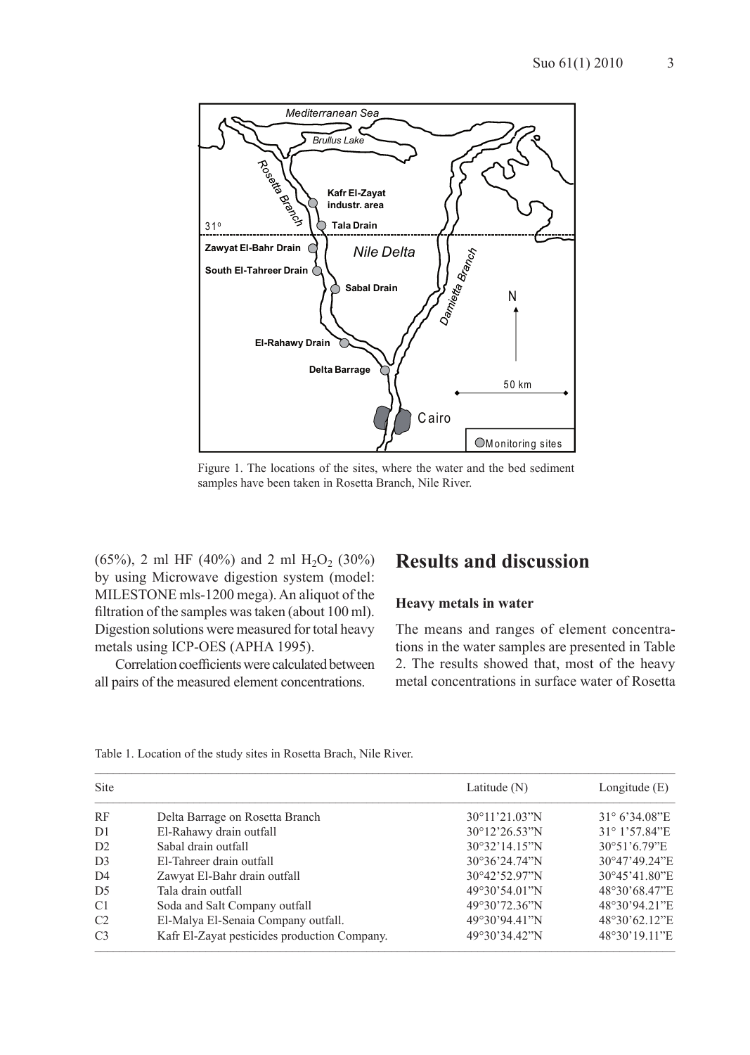Figure 1. The locations of the sites, where the water and the bed sediment samples have been taken in Rosetta Branch, Nile River.

(65%), 2 ml HF (40%) and 2 ml $H_2O_2$ (30%) by using Microwave digestion system (model: MILESTONE mls-1200 mega). An aliquot of the filtration of the samples was taken (about 100 ml). Digestion solutions were measured for total heavy metals using ICP-OES (APHA 1995).

Correlation coefficients were calculated between all pairs of the measured element concentrations.

## Results and discussion

### Heavy metals in water

The means and ranges of element concentrations in the water samples are presented in Table 2. The results showed that, most of the heavy metal concentrations in surface water of Rosetta

Table 1. Location of the study sites in Rosetta Brach, Nile River.

| Site | | Latitude (N) | Longitude (E) |
|---|---|---|---|
| RF | Delta Barrage on Rosetta Branch | 30°11'21.03"N | 31° 6'34.08"E |
| D1 | El-Rahawy drain outfall | 30°12'26.53"N | 31° 1'57.84"E |
| D2 | Sabal drain outfall | 30°32'14.15"N | 30°51'6.79"E |
| D3 | El-Tahreer drain outfall | 30°36'24.74"N | 30°47'49.24"E |
| D4 | Zawyat El-Bahr drain outfall | 30°42'52.97"N | 30°45'41.80"E |
| D5 | Tala drain outfall | 49°30'54.01"N | 48°30'68.47"E |
| C1 | Soda and Salt Company outfall | 49°30'72.36"N | 48°30'94.21"E |
| C2 | El-Malya El-Senaia Company outfall. | 49°30'94.41"N | 48°30'62.12"E |
| C3 | Kafr El-Zayat pesticides production Company. | 49°30'34.42"N | 48°30'19.11"E |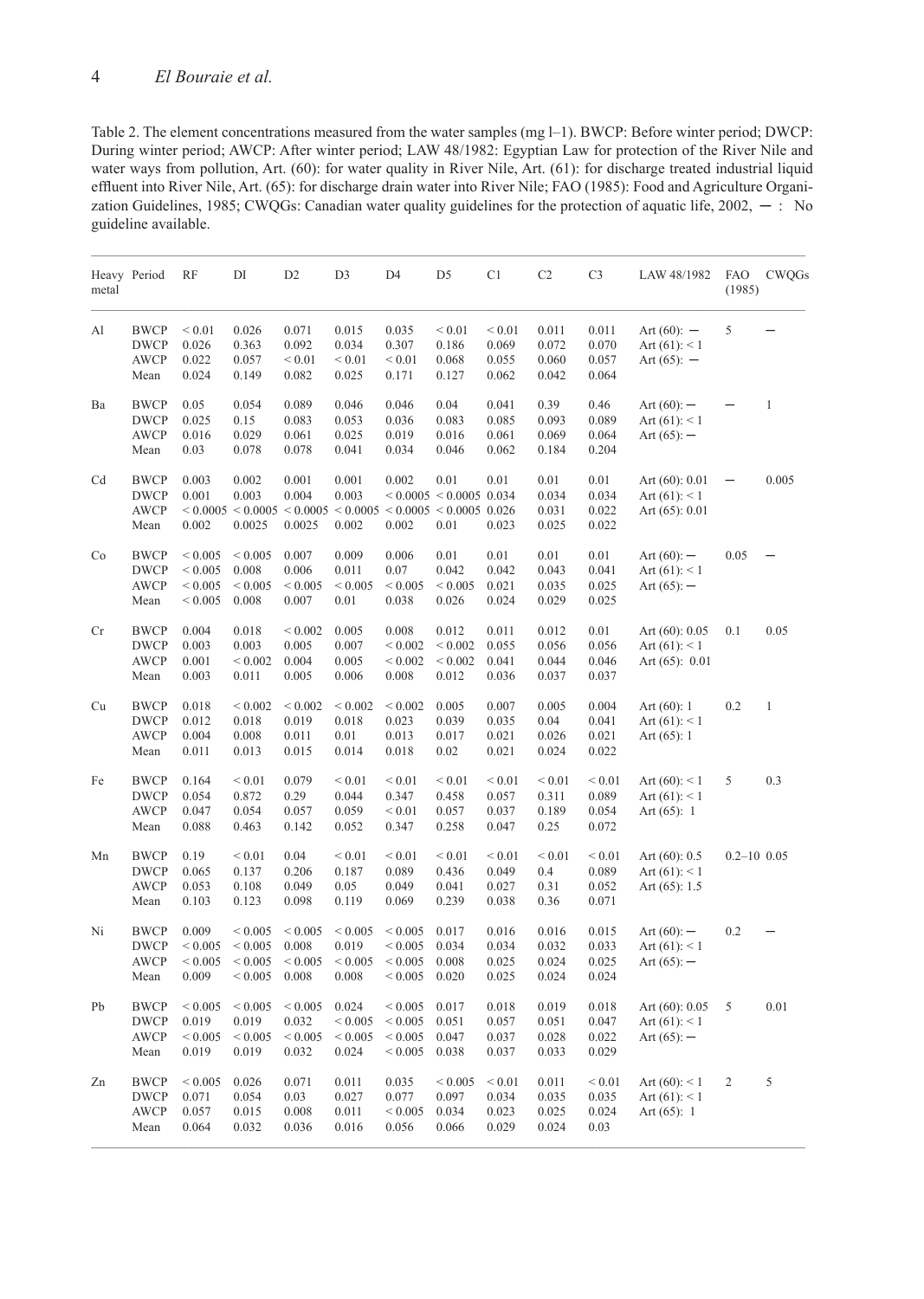Table 2. The element concentrations measured from the water samples (mg l–1). BWCP: Before winter period; DWCP: During winter period; AWCP: After winter period; LAW 48/1982: Egyptian Law for protection of the River Nile and water ways from pollution, Art. (60): for water quality in River Nile, Art. (61): for discharge treated industrial liquid effluent into River Nile, Art. (65): for discharge drain water into River Nile; FAO (1985): Food and Agriculture Organization Guidelines, 1985; CWQGs: Canadian water quality guidelines for the protection of aquatic life, 2002, — : No guideline available.

| Heavy metal | Period | RF | DI | D2 | D3 | D4 | D5 | C1 | C2 | C3 | LAW 48/1982 | FAO (1985) | CWQGs |
|---|---|---|---|---|---|---|---|---|---|---|---|---|---|
| Al | BWCP | < 0.01 | 0.026 | 0.071 | 0.015 | 0.035 | < 0.01 | < 0.01 | 0.011 | 0.011 | Art (60): — | 5 | — |
| | DWCP | 0.026 | 0.363 | 0.092 | 0.034 | 0.307 | 0.186 | 0.069 | 0.072 | 0.070 | Art (61): < 1 | | |
| | AWCP | 0.022 | 0.057 | < 0.01 | < 0.01 | < 0.01 | 0.068 | 0.055 | 0.060 | 0.057 | Art (65): — | | |
| | Mean | 0.024 | 0.149 | 0.082 | 0.025 | 0.171 | 0.127 | 0.062 | 0.042 | 0.064 | | | |
| Ba | BWCP | 0.05 | 0.054 | 0.089 | 0.046 | 0.046 | 0.04 | 0.041 | 0.39 | 0.46 | Art (60): — | — | 1 |
| | DWCP | 0.025 | 0.15 | 0.083 | 0.053 | 0.036 | 0.083 | 0.085 | 0.093 | 0.089 | Art (61): < 1 | | |
| | AWCP | 0.016 | 0.029 | 0.061 | 0.025 | 0.019 | 0.016 | 0.061 | 0.069 | 0.064 | Art (65): — | | |
| | Mean | 0.03 | 0.078 | 0.078 | 0.041 | 0.034 | 0.046 | 0.062 | 0.184 | 0.204 | | | |
| Cd | BWCP | 0.003 | 0.002 | 0.001 | 0.001 | 0.002 | 0.01 | 0.01 | 0.01 | 0.01 | Art (60): 0.01 | — | 0.005 |
| | DWCP | 0.001 | 0.003 | 0.004 | 0.003 | < 0.0005 | < 0.0005 | 0.034 | 0.034 | 0.034 | Art (61): < 1 | | |
| | AWCP | < 0.0005 | < 0.0005 | < 0.0005 | < 0.0005 | < 0.0005 | < 0.0005 | 0.026 | 0.031 | 0.022 | Art (65): 0.01 | | |
| | Mean | 0.002 | 0.0025 | 0.0025 | 0.002 | 0.002 | 0.01 | 0.023 | 0.025 | 0.022 | | | |
| Co | BWCP | < 0.005 | < 0.005 | 0.007 | 0.009 | 0.006 | 0.01 | 0.01 | 0.01 | 0.01 | Art (60): — | 0.05 | — |
| | DWCP | < 0.005 | 0.008 | 0.006 | 0.011 | 0.07 | 0.042 | 0.042 | 0.043 | 0.041 | Art (61): < 1 | | |
| | AWCP | < 0.005 | < 0.005 | < 0.005 | < 0.005 | < 0.005 | < 0.005 | 0.021 | 0.035 | 0.025 | Art (65): — | | |
| | Mean | < 0.005 | 0.008 | 0.007 | 0.01 | 0.038 | 0.026 | 0.024 | 0.029 | 0.025 | | | |
| Cr | BWCP | 0.004 | 0.018 | < 0.002 | 0.005 | 0.008 | 0.012 | 0.011 | 0.012 | 0.01 | Art (60): 0.05 | 0.1 | 0.05 |
| | DWCP | 0.003 | 0.003 | 0.005 | 0.007 | < 0.002 | < 0.002 | 0.055 | 0.056 | 0.056 | Art (61): < 1 | | |
| | AWCP | 0.001 | < 0.002 | 0.004 | 0.005 | < 0.002 | < 0.002 | 0.041 | 0.044 | 0.046 | Art (65): 0.01 | | |
| | Mean | 0.003 | 0.011 | 0.005 | 0.006 | 0.008 | 0.012 | 0.036 | 0.037 | 0.037 | | | |
| Cu | BWCP | 0.018 | < 0.002 | < 0.002 | < 0.002 | < 0.002 | 0.005 | 0.007 | 0.005 | 0.004 | Art (60): 1 | 0.2 | 1 |
| | DWCP | 0.012 | 0.018 | 0.019 | 0.018 | 0.023 | 0.039 | 0.035 | 0.04 | 0.041 | Art (61): < 1 | | |
| | AWCP | 0.004 | 0.008 | 0.011 | 0.01 | 0.013 | 0.017 | 0.021 | 0.026 | 0.021 | Art (65): 1 | | |
| | Mean | 0.011 | 0.013 | 0.015 | 0.014 | 0.018 | 0.02 | 0.021 | 0.024 | 0.022 | | | |
| Fe | BWCP | 0.164 | < 0.01 | 0.079 | < 0.01 | < 0.01 | < 0.01 | < 0.01 | < 0.01 | < 0.01 | Art (60): < 1 | 5 | 0.3 |
| | DWCP | 0.054 | 0.872 | 0.29 | 0.044 | 0.347 | 0.458 | 0.057 | 0.311 | 0.089 | Art (61): < 1 | | |
| | AWCP | 0.047 | 0.054 | 0.057 | 0.059 | < 0.01 | 0.057 | 0.037 | 0.189 | 0.054 | Art (65): 1 | | |
| | Mean | 0.088 | 0.463 | 0.142 | 0.052 | 0.347 | 0.258 | 0.047 | 0.25 | 0.072 | | | |
| Mn | BWCP | 0.19 | < 0.01 | 0.04 | < 0.01 | < 0.01 | < 0.01 | < 0.01 | < 0.01 | < 0.01 | Art (60): 0.5 | 0.2–10 | 0.05 |
| | DWCP | 0.065 | 0.137 | 0.206 | 0.187 | 0.089 | 0.436 | 0.049 | 0.4 | 0.089 | Art (61): < 1 | | |
| | AWCP | 0.053 | 0.108 | 0.049 | 0.05 | 0.049 | 0.041 | 0.027 | 0.31 | 0.052 | Art (65): 1.5 | | |
| | Mean | 0.103 | 0.123 | 0.098 | 0.119 | 0.069 | 0.239 | 0.038 | 0.36 | 0.071 | | | |
| Ni | BWCP | 0.009 | < 0.005 | < 0.005 | < 0.005 | < 0.005 | 0.017 | 0.016 | 0.016 | 0.015 | Art (60): — | 0.2 | — |
| | DWCP | < 0.005 | < 0.005 | 0.008 | 0.019 | < 0.005 | 0.034 | 0.034 | 0.032 | 0.033 | Art (61): < 1 | | |
| | AWCP | < 0.005 | < 0.005 | < 0.005 | < 0.005 | < 0.005 | 0.008 | 0.025 | 0.024 | 0.025 | Art (65): — | | |
| | Mean | 0.009 | < 0.005 | 0.008 | 0.008 | < 0.005 | 0.020 | 0.025 | 0.024 | 0.024 | | | |
| Pb | BWCP | < 0.005 | < 0.005 | < 0.005 | 0.024 | < 0.005 | 0.017 | 0.018 | 0.019 | 0.018 | Art (60): 0.05 | 5 | 0.01 |
| | DWCP | 0.019 | 0.019 | 0.032 | < 0.005 | < 0.005 | 0.051 | 0.057 | 0.051 | 0.047 | Art (61): < 1 | | |
| | AWCP | < 0.005 | < 0.005 | < 0.005 | < 0.005 | < 0.005 | 0.047 | 0.037 | 0.028 | 0.022 | Art (65): — | | |
| | Mean | 0.019 | 0.019 | 0.032 | 0.024 | < 0.005 | 0.038 | 0.037 | 0.033 | 0.029 | | | |
| Zn | BWCP | < 0.005 | 0.026 | 0.071 | 0.011 | 0.035 | < 0.005 | < 0.01 | 0.011 | < 0.01 | Art (60): < 1 | 2 | 5 |
| | DWCP | 0.071 | 0.054 | 0.03 | 0.027 | 0.077 | 0.097 | 0.034 | 0.035 | 0.035 | Art (61): < 1 | | |
| | AWCP | 0.057 | 0.015 | 0.008 | 0.011 | < 0.005 | 0.034 | 0.023 | 0.025 | 0.024 | Art (65): 1 | | |
| | Mean | 0.064 | 0.032 | 0.036 | 0.016 | 0.056 | 0.066 | 0.029 | 0.024 | 0.03 | | | |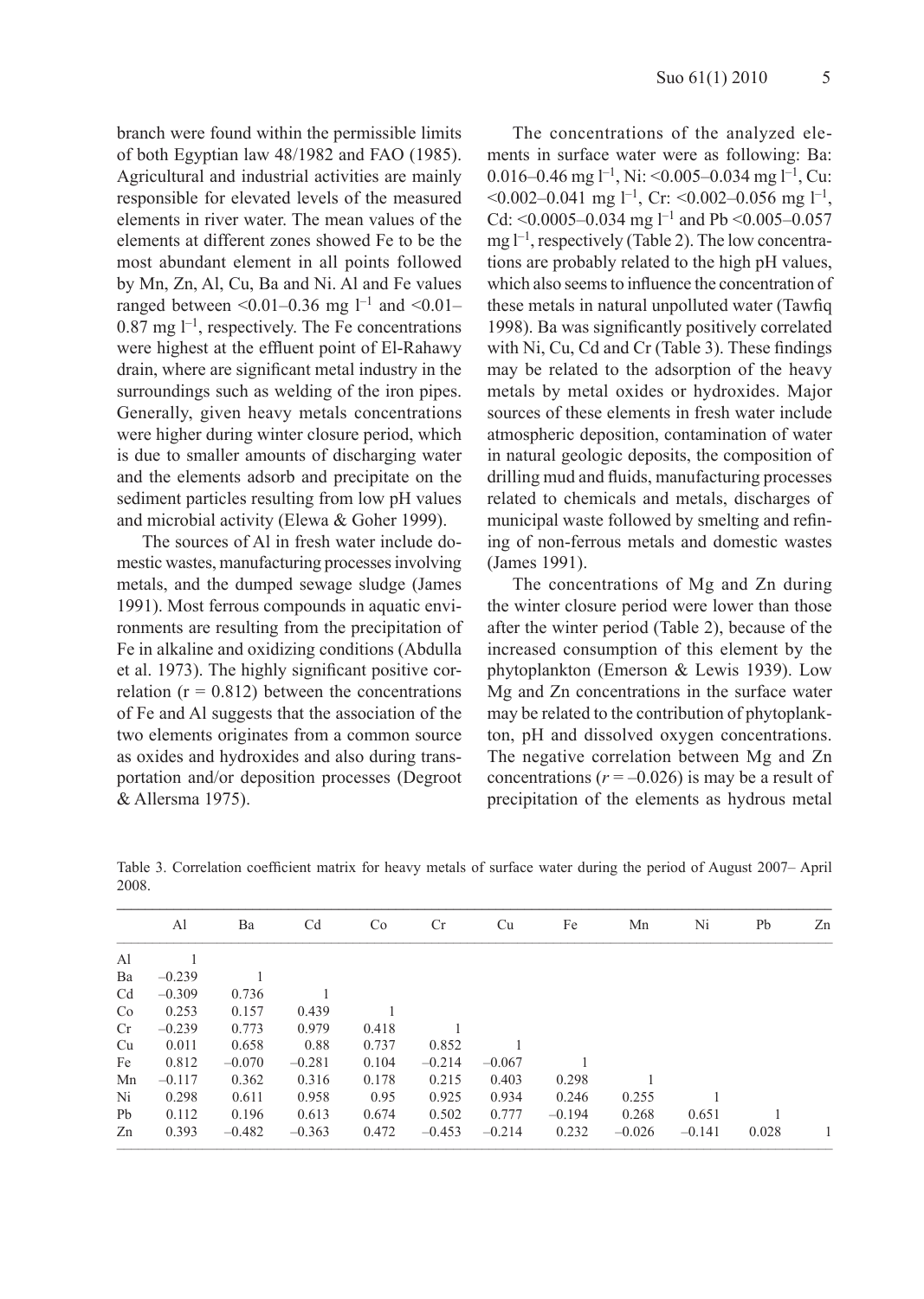branch were found within the permissible limits of both Egyptian law 48/1982 and FAO (1985). Agricultural and industrial activities are mainly responsible for elevated levels of the measured elements in river water. The mean values of the elements at different zones showed Fe to be the most abundant element in all points followed by Mn, Zn, Al, Cu, Ba and Ni. Al and Fe values ranged between <0.01–0.36 mg $l^{-1}$ and <0.01–0.87 mg $l^{-1}$, respectively. The Fe concentrations were highest at the effluent point of El-Rahawy drain, where are significant metal industry in the surroundings such as welding of the iron pipes. Generally, given heavy metals concentrations were higher during winter closure period, which is due to smaller amounts of discharging water and the elements adsorb and precipitate on the sediment particles resulting from low pH values and microbial activity (Elewa & Goher 1999).

The sources of Al in fresh water include domestic wastes, manufacturing processes involving metals, and the dumped sewage sludge (James 1991). Most ferrous compounds in aquatic environments are resulting from the precipitation of Fe in alkaline and oxidizing conditions (Abdulla et al. 1973). The highly significant positive correlation ($r = 0.812$) between the concentrations of Fe and Al suggests that the association of the two elements originates from a common source as oxides and hydroxides and also during transportation and/or deposition processes (Degroot & Allersma 1975).

The concentrations of the analyzed elements in surface water were as following: Ba: 0.016–0.46 mg $l^{-1}$, Ni: <0.005–0.034 mg $l^{-1}$, Cu: <0.002–0.041 mg $l^{-1}$, Cr: <0.002–0.056 mg $l^{-1}$, Cd: <0.0005–0.034 mg $l^{-1}$ and Pb <0.005–0.057 mg $l^{-1}$, respectively (Table 2). The low concentrations are probably related to the high pH values, which also seems to influence the concentration of these metals in natural unpolluted water (Tawfiq 1998). Ba was significantly positively correlated with Ni, Cu, Cd and Cr (Table 3). These findings may be related to the adsorption of the heavy metals by metal oxides or hydroxides. Major sources of these elements in fresh water include atmospheric deposition, contamination of water in natural geologic deposits, the composition of drilling mud and fluids, manufacturing processes related to chemicals and metals, discharges of municipal waste followed by smelting and refining of non-ferrous metals and domestic wastes (James 1991).

The concentrations of Mg and Zn during the winter closure period were lower than those after the winter period (Table 2), because of the increased consumption of this element by the phytoplankton (Emerson & Lewis 1939). Low Mg and Zn concentrations in the surface water may be related to the contribution of phytoplankton, pH and dissolved oxygen concentrations. The negative correlation between Mg and Zn concentrations ($r = -0.026$) is may be a result of precipitation of the elements as hydrous metal

Table 3. Correlation coefficient matrix for heavy metals of surface water during the period of August 2007– April 2008.

| | Al | Ba | Cd | Co | Cr | Cu | Fe | Mn | Ni | Pb | Zn |
|---|---|---|---|---|---|---|---|---|---|---|---|
| Al | 1 | | | | | | | | | | |
| Ba | –0.239 | 1 | | | | | | | | | |
| Cd | –0.309 | 0.736 | 1 | | | | | | | | |
| Co | 0.253 | 0.157 | 0.439 | 1 | | | | | | | |
| Cr | –0.239 | 0.773 | 0.979 | 0.418 | 1 | | | | | | |
| Cu | 0.011 | 0.658 | 0.88 | 0.737 | 0.852 | 1 | | | | | |
| Fe | 0.812 | –0.070 | –0.281 | 0.104 | –0.214 | –0.067 | 1 | | | | |
| Mn | –0.117 | 0.362 | 0.316 | 0.178 | 0.215 | 0.403 | 0.298 | 1 | | | |
| Ni | 0.298 | 0.611 | 0.958 | 0.95 | 0.925 | 0.934 | 0.246 | 0.255 | 1 | | |
| Pb | 0.112 | 0.196 | 0.613 | 0.674 | 0.502 | 0.777 | –0.194 | 0.268 | 0.651 | 1 | |
| Zn | 0.393 | –0.482 | –0.363 | 0.472 | –0.453 | –0.214 | 0.232 | –0.026 | –0.141 | 0.028 | 1 |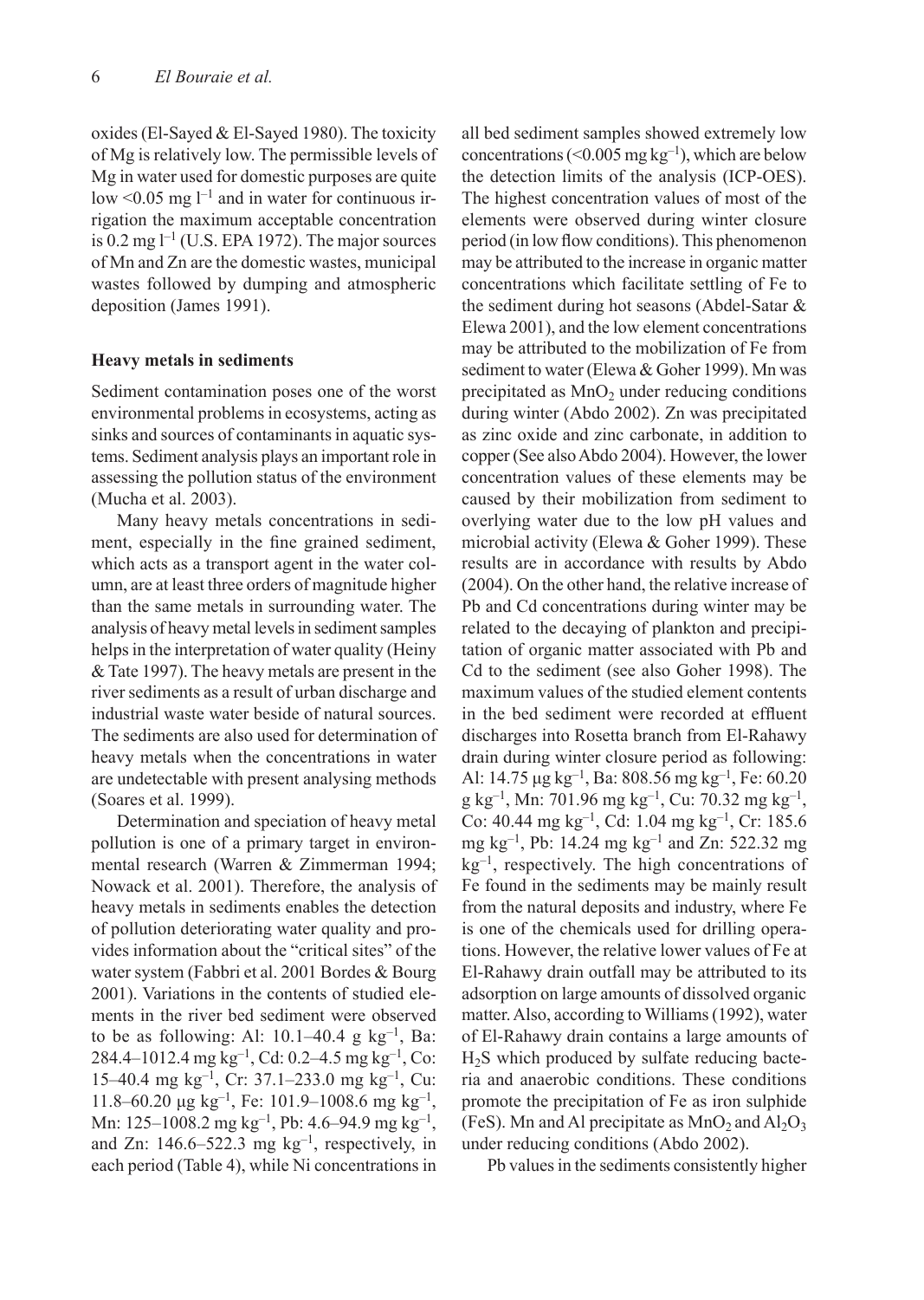oxides (El-Sayed & El-Sayed 1980). The toxicity of Mg is relatively low. The permissible levels of Mg in water used for domestic purposes are quite low <0.05 mg $l^{-1}$ and in water for continuous irrigation the maximum acceptable concentration is 0.2 mg $l^{-1}$ (U.S. EPA 1972). The major sources of Mn and Zn are the domestic wastes, municipal wastes followed by dumping and atmospheric deposition (James 1991).

### Heavy metals in sediments

Sediment contamination poses one of the worst environmental problems in ecosystems, acting as sinks and sources of contaminants in aquatic systems. Sediment analysis plays an important role in assessing the pollution status of the environment (Mucha et al. 2003).

Many heavy metals concentrations in sediment, especially in the fine grained sediment, which acts as a transport agent in the water column, are at least three orders of magnitude higher than the same metals in surrounding water. The analysis of heavy metal levels in sediment samples helps in the interpretation of water quality (Heiny & Tate 1997). The heavy metals are present in the river sediments as a result of urban discharge and industrial waste water beside of natural sources. The sediments are also used for determination of heavy metals when the concentrations in water are undetectable with present analysing methods (Soares et al. 1999).

Determination and speciation of heavy metal pollution is one of a primary target in environmental research (Warren & Zimmerman 1994; Nowack et al. 2001). Therefore, the analysis of heavy metals in sediments enables the detection of pollution deteriorating water quality and provides information about the "critical sites" of the water system (Fabbri et al. 2001 Bordes & Bourg 2001). Variations in the contents of studied elements in the river bed sediment were observed to be as following: Al: 10.1–40.4 g $kg^{-1}$, Ba: 284.4–1012.4 mg $kg^{-1}$, Cd: 0.2–4.5 mg $kg^{-1}$, Co: 15–40.4 mg $kg^{-1}$, Cr: 37.1–233.0 mg $kg^{-1}$, Cu: 11.8–60.20 μg $kg^{-1}$, Fe: 101.9–1008.6 mg $kg^{-1}$, Mn: 125–1008.2 mg $kg^{-1}$, Pb: 4.6–94.9 mg $kg^{-1}$, and Zn: 146.6–522.3 mg $kg^{-1}$, respectively, in each period (Table 4), while Ni concentrations in all bed sediment samples showed extremely low concentrations (<0.005 mg $kg^{-1}$), which are below the detection limits of the analysis (ICP-OES). The highest concentration values of most of the elements were observed during winter closure period (in low flow conditions). This phenomenon may be attributed to the increase in organic matter concentrations which facilitate settling of Fe to the sediment during hot seasons (Abdel-Satar & Elewa 2001), and the low element concentrations may be attributed to the mobilization of Fe from sediment to water (Elewa & Goher 1999). Mn was precipitated as $MnO_2$ under reducing conditions during winter (Abdo 2002). Zn was precipitated as zinc oxide and zinc carbonate, in addition to copper (See also Abdo 2004). However, the lower concentration values of these elements may be caused by their mobilization from sediment to overlying water due to the low pH values and microbial activity (Elewa & Goher 1999). These results are in accordance with results by Abdo (2004). On the other hand, the relative increase of Pb and Cd concentrations during winter may be related to the decaying of plankton and precipitation of organic matter associated with Pb and Cd to the sediment (see also Goher 1998). The maximum values of the studied element contents in the bed sediment were recorded at effluent discharges into Rosetta branch from El-Rahawy drain during winter closure period as following: Al: 14.75 μg $kg^{-1}$, Ba: 808.56 mg $kg^{-1}$, Fe: 60.20 g $kg^{-1}$, Mn: 701.96 mg $kg^{-1}$, Cu: 70.32 mg $kg^{-1}$, Co: 40.44 mg $kg^{-1}$, Cd: 1.04 mg $kg^{-1}$, Cr: 185.6 mg $kg^{-1}$, Pb: 14.24 mg $kg^{-1}$ and Zn: 522.32 mg $kg^{-1}$, respectively. The high concentrations of Fe found in the sediments may be mainly result from the natural deposits and industry, where Fe is one of the chemicals used for drilling operations. However, the relative lower values of Fe at El-Rahawy drain outfall may be attributed to its adsorption on large amounts of dissolved organic matter. Also, according to Williams (1992), water of El-Rahawy drain contains a large amounts of $H_2S$ which produced by sulfate reducing bacteria and anaerobic conditions. These conditions promote the precipitation of Fe as iron sulphide (FeS). Mn and Al precipitate as $MnO_2$ and $Al_2O_3$ under reducing conditions (Abdo 2002).

Pb values in the sediments consistently higher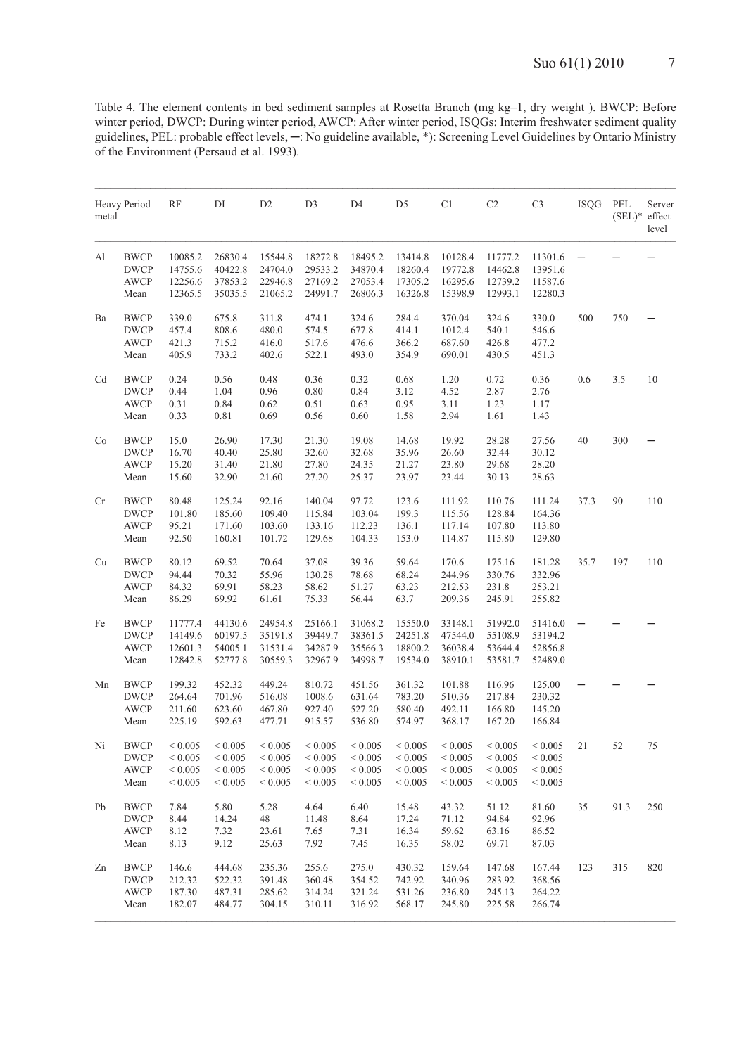Table 4. The element contents in bed sediment samples at Rosetta Branch (mg kg–1, dry weight ). BWCP: Before winter period, DWCP: During winter period, AWCP: After winter period, ISQGs: Interim freshwater sediment quality guidelines, PEL: probable effect levels, ─: No guideline available, *): Screening Level Guidelines by Ontario Ministry of the Environment (Persaud et al. 1993).

| Heavy metal | Period | RF | DI | D2 | D3 | D4 | D5 | C1 | C2 | C3 | ISQG | PEL (SEL)* | Server effect level |
|---|---|---|---|---|---|---|---|---|---|---|---|---|---|
| Al | BWCP | 10085.2 | 26830.4 | 15544.8 | 18272.8 | 18495.2 | 13414.8 | 10128.4 | 11777.2 | 11301.6 | ─ | ─ | ─ |
| | DWCP | 14755.6 | 40422.8 | 24704.0 | 29533.2 | 34870.4 | 18260.4 | 19772.8 | 14462.8 | 13951.6 | | | |
| | AWCP | 12256.6 | 37853.2 | 22946.8 | 27169.2 | 27053.4 | 17305.2 | 16295.6 | 12739.2 | 11587.6 | | | |
| | Mean | 12365.5 | 35035.5 | 21065.2 | 24991.7 | 26806.3 | 16326.8 | 15398.9 | 12993.1 | 12280.3 | | | |
| Ba | BWCP | 339.0 | 675.8 | 311.8 | 474.1 | 324.6 | 284.4 | 370.04 | 324.6 | 330.0 | 500 | 750 | ─ |
| | DWCP | 457.4 | 808.6 | 480.0 | 574.5 | 677.8 | 414.1 | 1012.4 | 540.1 | 546.6 | | | |
| | AWCP | 421.3 | 715.2 | 416.0 | 517.6 | 476.6 | 366.2 | 687.60 | 426.8 | 477.2 | | | |
| | Mean | 405.9 | 733.2 | 402.6 | 522.1 | 493.0 | 354.9 | 690.01 | 430.5 | 451.3 | | | |
| Cd | BWCP | 0.24 | 0.56 | 0.48 | 0.36 | 0.32 | 0.68 | 1.20 | 0.72 | 0.36 | 0.6 | 3.5 | 10 |
| | DWCP | 0.44 | 1.04 | 0.96 | 0.80 | 0.84 | 3.12 | 4.52 | 2.87 | 2.76 | | | |
| | AWCP | 0.31 | 0.84 | 0.62 | 0.51 | 0.63 | 0.95 | 3.11 | 1.23 | 1.17 | | | |
| | Mean | 0.33 | 0.81 | 0.69 | 0.56 | 0.60 | 1.58 | 2.94 | 1.61 | 1.43 | | | |
| Co | BWCP | 15.0 | 26.90 | 17.30 | 21.30 | 19.08 | 14.68 | 19.92 | 28.28 | 27.56 | 40 | 300 | ─ |
| | DWCP | 16.70 | 40.40 | 25.80 | 32.60 | 32.68 | 35.96 | 26.60 | 32.44 | 30.12 | | | |
| | AWCP | 15.20 | 31.40 | 21.80 | 27.80 | 24.35 | 21.27 | 23.80 | 29.68 | 28.20 | | | |
| | Mean | 15.60 | 32.90 | 21.60 | 27.20 | 25.37 | 23.97 | 23.44 | 30.13 | 28.63 | | | |
| Cr | BWCP | 80.48 | 125.24 | 92.16 | 140.04 | 97.72 | 123.6 | 111.92 | 110.76 | 111.24 | 37.3 | 90 | 110 |
| | DWCP | 101.80 | 185.60 | 109.40 | 115.84 | 103.04 | 199.3 | 115.56 | 128.84 | 164.36 | | | |
| | AWCP | 95.21 | 171.60 | 103.60 | 133.16 | 112.23 | 136.1 | 117.14 | 107.80 | 113.80 | | | |
| | Mean | 92.50 | 160.81 | 101.72 | 129.68 | 104.33 | 153.0 | 114.87 | 115.80 | 129.80 | | | |
| Cu | BWCP | 80.12 | 69.52 | 70.64 | 37.08 | 39.36 | 59.64 | 170.6 | 175.16 | 181.28 | 35.7 | 197 | 110 |
| | DWCP | 94.44 | 70.32 | 55.96 | 130.28 | 78.68 | 68.24 | 244.96 | 330.76 | 332.96 | | | |
| | AWCP | 84.32 | 69.91 | 58.23 | 58.62 | 51.27 | 63.23 | 212.53 | 231.8 | 253.21 | | | |
| | Mean | 86.29 | 69.92 | 61.61 | 75.33 | 56.44 | 63.7 | 209.36 | 245.91 | 255.82 | | | |
| Fe | BWCP | 11777.4 | 44130.6 | 24954.8 | 25166.1 | 31068.2 | 15550.0 | 33148.1 | 51992.0 | 51416.0 | ─ | ─ | ─ |
| | DWCP | 14149.6 | 60197.5 | 35191.8 | 39449.7 | 38361.5 | 24251.8 | 47544.0 | 55108.9 | 53194.2 | | | |
| | AWCP | 12601.3 | 54005.1 | 31531.4 | 34287.9 | 35566.3 | 18800.2 | 36038.4 | 53644.4 | 52856.8 | | | |
| | Mean | 12842.8 | 52777.8 | 30559.3 | 32967.9 | 34998.7 | 19534.0 | 38910.1 | 53581.7 | 52489.0 | | | |
| Mn | BWCP | 199.32 | 452.32 | 449.24 | 810.72 | 451.56 | 361.32 | 101.88 | 116.96 | 125.00 | ─ | ─ | ─ |
| | DWCP | 264.64 | 701.96 | 516.08 | 1008.6 | 631.64 | 783.20 | 510.36 | 217.84 | 230.32 | | | |
| | AWCP | 211.60 | 623.60 | 467.80 | 927.40 | 527.20 | 580.40 | 492.11 | 166.80 | 145.20 | | | |
| | Mean | 225.19 | 592.63 | 477.71 | 915.57 | 536.80 | 574.97 | 368.17 | 167.20 | 166.84 | | | |
| Ni | BWCP | < 0.005 | < 0.005 | < 0.005 | < 0.005 | < 0.005 | < 0.005 | < 0.005 | < 0.005 | < 0.005 | 21 | 52 | 75 |
| | DWCP | < 0.005 | < 0.005 | < 0.005 | < 0.005 | < 0.005 | < 0.005 | < 0.005 | < 0.005 | < 0.005 | | | |
| | AWCP | < 0.005 | < 0.005 | < 0.005 | < 0.005 | < 0.005 | < 0.005 | < 0.005 | < 0.005 | < 0.005 | | | |
| | Mean | < 0.005 | < 0.005 | < 0.005 | < 0.005 | < 0.005 | < 0.005 | < 0.005 | < 0.005 | < 0.005 | | | |
| Pb | BWCP | 7.84 | 5.80 | 5.28 | 4.64 | 6.40 | 15.48 | 43.32 | 51.12 | 81.60 | 35 | 91.3 | 250 |
| | DWCP | 8.44 | 14.24 | 48 | 11.48 | 8.64 | 17.24 | 71.12 | 94.84 | 92.96 | | | |
| | AWCP | 8.12 | 7.32 | 23.61 | 7.65 | 7.31 | 16.34 | 59.62 | 63.16 | 86.52 | | | |
| | Mean | 8.13 | 9.12 | 25.63 | 7.92 | 7.45 | 16.35 | 58.02 | 69.71 | 87.03 | | | |
| Zn | BWCP | 146.6 | 444.68 | 235.36 | 255.6 | 275.0 | 430.32 | 159.64 | 147.68 | 167.44 | 123 | 315 | 820 |
| | DWCP | 212.32 | 522.32 | 391.48 | 360.48 | 354.52 | 742.92 | 340.96 | 283.92 | 368.56 | | | |
| | AWCP | 187.30 | 487.31 | 285.62 | 314.24 | 321.24 | 531.26 | 236.80 | 245.13 | 264.22 | | | |
| | Mean | 182.07 | 484.77 | 304.15 | 310.11 | 316.92 | 568.17 | 245.80 | 225.58 | 266.74 | | | |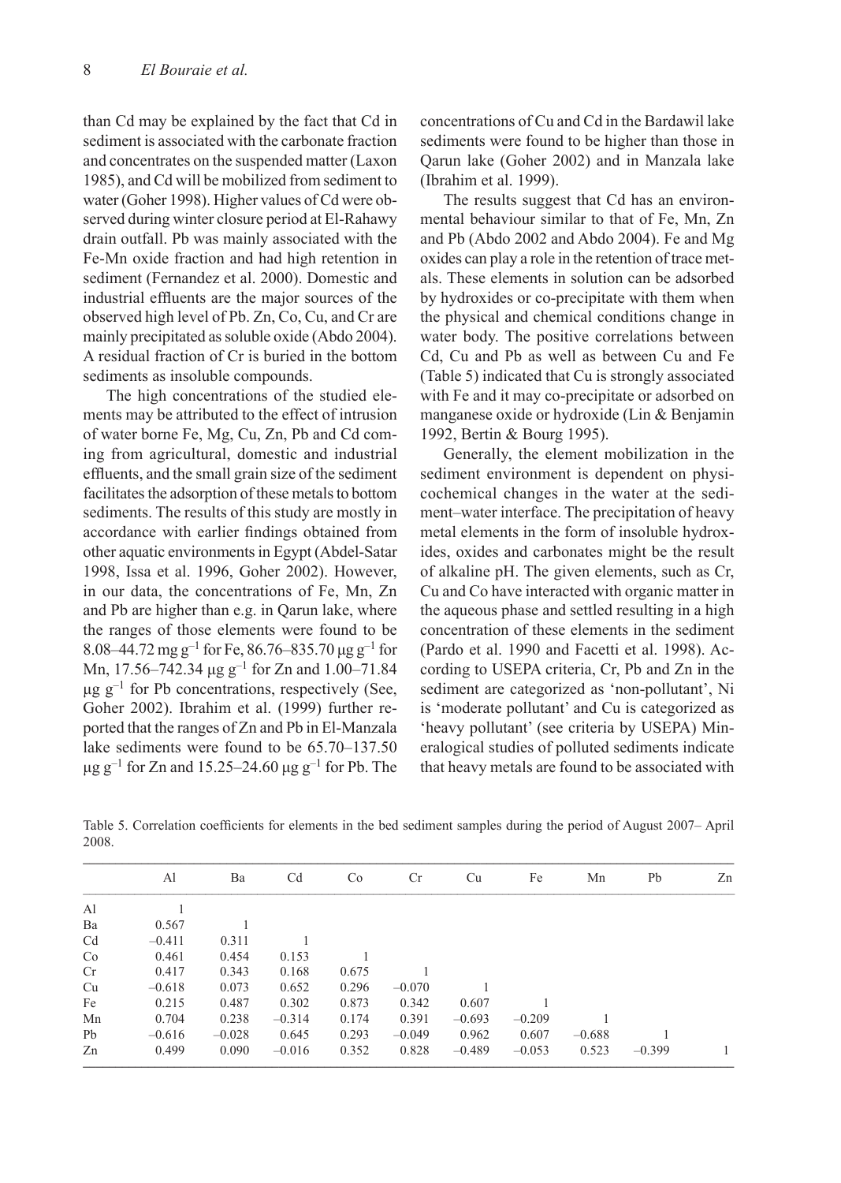than Cd may be explained by the fact that Cd in sediment is associated with the carbonate fraction and concentrates on the suspended matter (Laxon 1985), and Cd will be mobilized from sediment to water (Goher 1998). Higher values of Cd were observed during winter closure period at El-Rahawy drain outfall. Pb was mainly associated with the Fe-Mn oxide fraction and had high retention in sediment (Fernandez et al. 2000). Domestic and industrial effluents are the major sources of the observed high level of Pb. Zn, Co, Cu, and Cr are mainly precipitated as soluble oxide (Abdo 2004). A residual fraction of Cr is buried in the bottom sediments as insoluble compounds.

The high concentrations of the studied elements may be attributed to the effect of intrusion of water borne Fe, Mg, Cu, Zn, Pb and Cd coming from agricultural, domestic and industrial effluents, and the small grain size of the sediment facilitates the adsorption of these metals to bottom sediments. The results of this study are mostly in accordance with earlier findings obtained from other aquatic environments in Egypt (Abdel-Satar 1998, Issa et al. 1996, Goher 2002). However, in our data, the concentrations of Fe, Mn, Zn and Pb are higher than e.g. in Qarun lake, where the ranges of those elements were found to be 8.08–44.72 mg $g^{-1}$ for Fe, 86.76–835.70 µg $g^{-1}$ for Mn, 17.56–742.34 µg $g^{-1}$ for Zn and 1.00–71.84 µg $g^{-1}$ for Pb concentrations, respectively (See, Goher 2002). Ibrahim et al. (1999) further reported that the ranges of Zn and Pb in El-Manzala lake sediments were found to be 65.70–137.50 µg $g^{-1}$ for Zn and 15.25–24.60 µg $g^{-1}$ for Pb. The concentrations of Cu and Cd in the Bardawil lake sediments were found to be higher than those in Qarun lake (Goher 2002) and in Manzala lake (Ibrahim et al. 1999).

The results suggest that Cd has an environmental behaviour similar to that of Fe, Mn, Zn and Pb (Abdo 2002 and Abdo 2004). Fe and Mg oxides can play a role in the retention of trace metals. These elements in solution can be adsorbed by hydroxides or co-precipitate with them when the physical and chemical conditions change in water body. The positive correlations between Cd, Cu and Pb as well as between Cu and Fe (Table 5) indicated that Cu is strongly associated with Fe and it may co-precipitate or adsorbed on manganese oxide or hydroxide (Lin & Benjamin 1992, Bertin & Bourg 1995).

Generally, the element mobilization in the sediment environment is dependent on physicochemical changes in the water at the sediment–water interface. The precipitation of heavy metal elements in the form of insoluble hydroxides, oxides and carbonates might be the result of alkaline pH. The given elements, such as Cr, Cu and Co have interacted with organic matter in the aqueous phase and settled resulting in a high concentration of these elements in the sediment (Pardo et al. 1990 and Facetti et al. 1998). According to USEPA criteria, Cr, Pb and Zn in the sediment are categorized as 'non-pollutant', Ni is 'moderate pollutant' and Cu is categorized as 'heavy pollutant' (see criteria by USEPA) Mineralogical studies of polluted sediments indicate that heavy metals are found to be associated with

Table 5. Correlation coefficients for elements in the bed sediment samples during the period of August 2007– April 2008.

| | Al | Ba | Cd | Co | Cr | Cu | Fe | Mn | Pb | Zn |
|---|---|---|---|---|---|---|---|---|---|---|
| Al | 1 | | | | | | | | | |
| Ba | 0.567 | 1 | | | | | | | | |
| Cd | –0.411 | 0.311 | 1 | | | | | | | |
| Co | 0.461 | 0.454 | 0.153 | 1 | | | | | | |
| Cr | 0.417 | 0.343 | 0.168 | 0.675 | 1 | | | | | |
| Cu | –0.618 | 0.073 | 0.652 | 0.296 | –0.070 | 1 | | | | |
| Fe | 0.215 | 0.487 | 0.302 | 0.873 | 0.342 | 0.607 | 1 | | | |
| Mn | 0.704 | 0.238 | –0.314 | 0.174 | 0.391 | –0.693 | –0.209 | 1 | | |
| Pb | –0.616 | –0.028 | 0.645 | 0.293 | –0.049 | 0.962 | 0.607 | –0.688 | 1 | |
| Zn | 0.499 | 0.090 | –0.016 | 0.352 | 0.828 | –0.489 | –0.053 | 0.523 | –0.399 | 1 |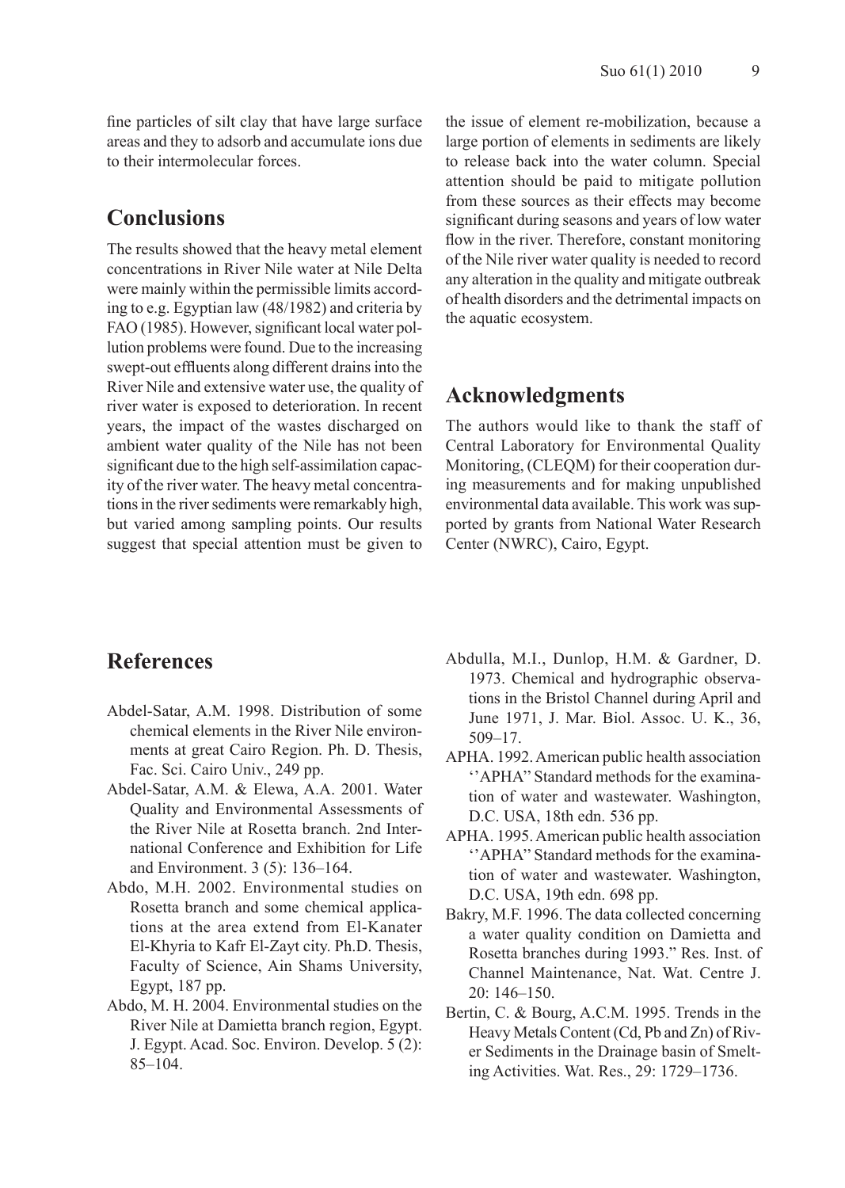fine particles of silt clay that have large surface areas and they to adsorb and accumulate ions due to their intermolecular forces.

## Conclusions

The results showed that the heavy metal element concentrations in River Nile water at Nile Delta were mainly within the permissible limits according to e.g. Egyptian law (48/1982) and criteria by FAO (1985). However, significant local water pollution problems were found. Due to the increasing swept-out effluents along different drains into the River Nile and extensive water use, the quality of river water is exposed to deterioration. In recent years, the impact of the wastes discharged on ambient water quality of the Nile has not been significant due to the high self-assimilation capacity of the river water. The heavy metal concentrations in the river sediments were remarkably high, but varied among sampling points. Our results suggest that special attention must be given to the issue of element re-mobilization, because a large portion of elements in sediments are likely to release back into the water column. Special attention should be paid to mitigate pollution from these sources as their effects may become significant during seasons and years of low water flow in the river. Therefore, constant monitoring of the Nile river water quality is needed to record any alteration in the quality and mitigate outbreak of health disorders and the detrimental impacts on the aquatic ecosystem.

## Acknowledgments

The authors would like to thank the staff of Central Laboratory for Environmental Quality Monitoring, (CLEQM) for their cooperation during measurements and for making unpublished environmental data available. This work was supported by grants from National Water Research Center (NWRC), Cairo, Egypt.

## References

Abdel-Satar, A.M. 1998. Distribution of some chemical elements in the River Nile environments at great Cairo Region. Ph. D. Thesis, Fac. Sci. Cairo Univ., 249 pp.

Abdel-Satar, A.M. & Elewa, A.A. 2001. Water Quality and Environmental Assessments of the River Nile at Rosetta branch. 2nd International Conference and Exhibition for Life and Environment. 3 (5): 136–164.

Abdo, M.H. 2002. Environmental studies on Rosetta branch and some chemical applications at the area extend from El-Kanater El-Khyria to Kafr El-Zayt city. Ph.D. Thesis, Faculty of Science, Ain Shams University, Egypt, 187 pp.

Abdo, M. H. 2004. Environmental studies on the River Nile at Damietta branch region, Egypt. J. Egypt. Acad. Soc. Environ. Develop. 5 (2): 85–104.

Abdulla, M.I., Dunlop, H.M. & Gardner, D. 1973. Chemical and hydrographic observations in the Bristol Channel during April and June 1971, J. Mar. Biol. Assoc. U. K., 36, 509–17.

APHA. 1992. American public health association ''APHA" Standard methods for the examination of water and wastewater. Washington, D.C. USA, 18th edn. 536 pp.

APHA. 1995. American public health association ''APHA" Standard methods for the examination of water and wastewater. Washington, D.C. USA, 19th edn. 698 pp.

Bakry, M.F. 1996. The data collected concerning a water quality condition on Damietta and Rosetta branches during 1993." Res. Inst. of Channel Maintenance, Nat. Wat. Centre J. 20: 146–150.

Bertin, C. & Bourg, A.C.M. 1995. Trends in the Heavy Metals Content (Cd, Pb and Zn) of River Sediments in the Drainage basin of Smelting Activities. Wat. Res., 29: 1729–1736.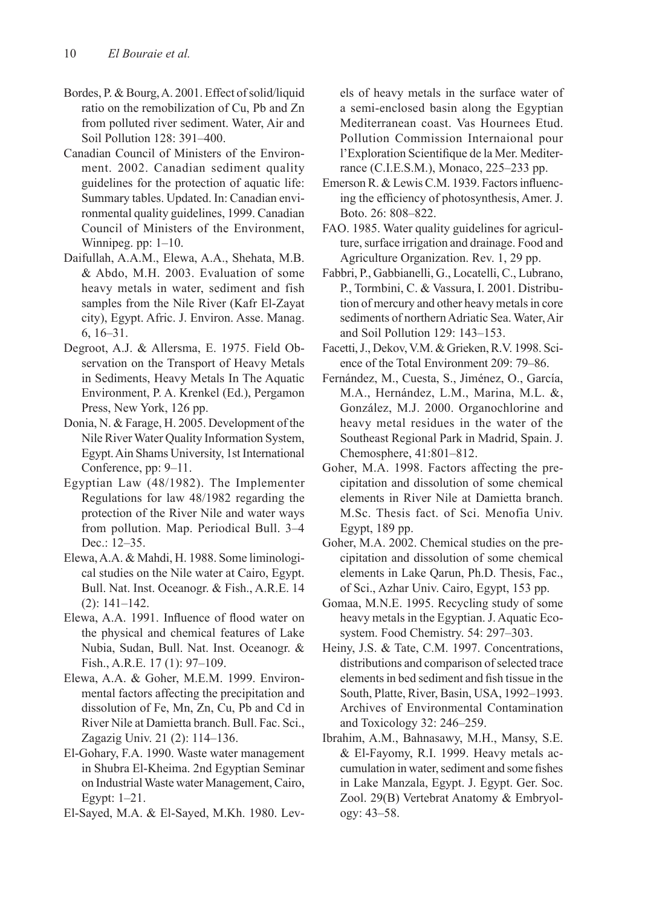Bordes, P. & Bourg, A. 2001. Effect of solid/liquid ratio on the remobilization of Cu, Pb and Zn from polluted river sediment. Water, Air and Soil Pollution 128: 391–400.

Canadian Council of Ministers of the Environment. 2002. Canadian sediment quality guidelines for the protection of aquatic life: Summary tables. Updated. In: Canadian environmental quality guidelines, 1999. Canadian Council of Ministers of the Environment, Winnipeg. pp: 1–10.

Daifullah, A.A.M., Elewa, A.A., Shehata, M.B. & Abdo, M.H. 2003. Evaluation of some heavy metals in water, sediment and fish samples from the Nile River (Kafr El-Zayat city), Egypt. Afric. J. Environ. Asse. Manag. 6, 16–31.

Degroot, A.J. & Allersma, E. 1975. Field Observation on the Transport of Heavy Metals in Sediments, Heavy Metals In The Aquatic Environment, P. A. Krenkel (Ed.), Pergamon Press, New York, 126 pp.

Donia, N. & Farage, H. 2005. Development of the Nile River Water Quality Information System, Egypt. Ain Shams University, 1st International Conference, pp: 9–11.

Egyptian Law (48/1982). The Implementer Regulations for law 48/1982 regarding the protection of the River Nile and water ways from pollution. Map. Periodical Bull. 3–4 Dec.: 12–35.

Elewa, A.A. & Mahdi, H. 1988. Some liminological studies on the Nile water at Cairo, Egypt. Bull. Nat. Inst. Oceanogr. & Fish., A.R.E. 14 (2): 141–142.

Elewa, A.A. 1991. Influence of flood water on the physical and chemical features of Lake Nubia, Sudan, Bull. Nat. Inst. Oceanogr. & Fish., A.R.E. 17 (1): 97–109.

Elewa, A.A. & Goher, M.E.M. 1999. Environmental factors affecting the precipitation and dissolution of Fe, Mn, Zn, Cu, Pb and Cd in River Nile at Damietta branch. Bull. Fac. Sci., Zagazig Univ. 21 (2): 114–136.

El-Gohary, F.A. 1990. Waste water management in Shubra El-Kheima. 2nd Egyptian Seminar on Industrial Waste water Management, Cairo, Egypt: 1–21.

El-Sayed, M.A. & El-Sayed, M.Kh. 1980. Levels of heavy metals in the surface water of a semi-enclosed basin along the Egyptian Mediterranean coast. Vas Hournees Etud. Pollution Commission Internaional pour l'Exploration Scientifique de la Mer. Mediterrance (C.I.E.S.M.), Monaco, 225–233 pp.

Emerson R. & Lewis C.M. 1939. Factors influencing the efficiency of photosynthesis, Amer. J. Boto. 26: 808–822.

FAO. 1985. Water quality guidelines for agriculture, surface irrigation and drainage. Food and Agriculture Organization. Rev. 1, 29 pp.

Fabbri, P., Gabbianelli, G., Locatelli, C., Lubrano, P., Tormbini, C. & Vassura, I. 2001. Distribution of mercury and other heavy metals in core sediments of northern Adriatic Sea. Water, Air and Soil Pollution 129: 143–153.

Facetti, J., Dekov, V.M. & Grieken, R.V. 1998. Science of the Total Environment 209: 79–86.

Fernández, M., Cuesta, S., Jiménez, O., García, M.A., Hernández, L.M., Marina, M.L. &, González, M.J. 2000. Organochlorine and heavy metal residues in the water of the Southeast Regional Park in Madrid, Spain. J. Chemosphere, 41:801–812.

Goher, M.A. 1998. Factors affecting the precipitation and dissolution of some chemical elements in River Nile at Damietta branch. M.Sc. Thesis fact. of Sci. Menofia Univ. Egypt, 189 pp.

Goher, M.A. 2002. Chemical studies on the precipitation and dissolution of some chemical elements in Lake Qarun, Ph.D. Thesis, Fac., of Sci., Azhar Univ. Cairo, Egypt, 153 pp.

Gomaa, M.N.E. 1995. Recycling study of some heavy metals in the Egyptian. J. Aquatic Ecosystem. Food Chemistry. 54: 297–303.

Heiny, J.S. & Tate, C.M. 1997. Concentrations, distributions and comparison of selected trace elements in bed sediment and fish tissue in the South, Platte, River, Basin, USA, 1992–1993. Archives of Environmental Contamination and Toxicology 32: 246–259.

Ibrahim, A.M., Bahnasawy, M.H., Mansy, S.E. & El-Fayomy, R.I. 1999. Heavy metals accumulation in water, sediment and some fishes in Lake Manzala, Egypt. J. Egypt. Ger. Soc. Zool. 29(B) Vertebrat Anatomy & Embryology: 43–58.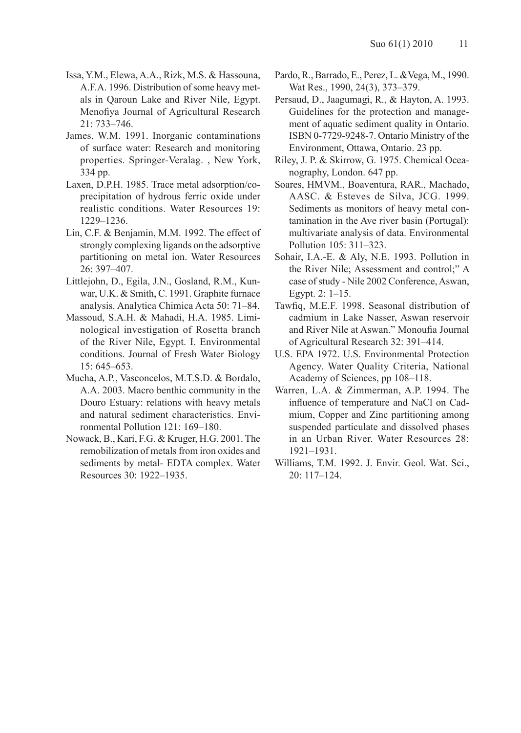Issa, Y.M., Elewa, A.A., Rizk, M.S. & Hassouna, A.F.A. 1996. Distribution of some heavy metals in Qaroun Lake and River Nile, Egypt. Menofiya Journal of Agricultural Research 21: 733–746.

James, W.M. 1991. Inorganic contaminations of surface water: Research and monitoring properties. Springer-Veralag. , New York, 334 pp.

Laxen, D.P.H. 1985. Trace metal adsorption/coprecipitation of hydrous ferric oxide under realistic conditions. Water Resources 19: 1229–1236.

Lin, C.F. & Benjamin, M.M. 1992. The effect of strongly complexing ligands on the adsorptive partitioning on metal ion. Water Resources 26: 397–407.

Littlejohn, D., Egila, J.N., Gosland, R.M., Kunwar, U.K. & Smith, C. 1991. Graphite furnace analysis. Analytica Chimica Acta 50: 71–84.

Massoud, S.A.H. & Mahadi, H.A. 1985. Liminological investigation of Rosetta branch of the River Nile, Egypt. I. Environmental conditions. Journal of Fresh Water Biology 15: 645–653.

Mucha, A.P., Vasconcelos, M.T.S.D. & Bordalo, A.A. 2003. Macro benthic community in the Douro Estuary: relations with heavy metals and natural sediment characteristics. Environmental Pollution 121: 169–180.

Nowack, B., Kari, F.G. & Kruger, H.G. 2001. The remobilization of metals from iron oxides and sediments by metal- EDTA complex. Water Resources 30: 1922–1935.

Pardo, R., Barrado, E., Perez, L. &Vega, M., 1990. Wat Res., 1990, 24(3), 373–379.

Persaud, D., Jaagumagi, R., & Hayton, A. 1993. Guidelines for the protection and management of aquatic sediment quality in Ontario. ISBN 0-7729-9248-7. Ontario Ministry of the Environment, Ottawa, Ontario. 23 pp.

Riley, J. P. & Skirrow, G. 1975. Chemical Oceanography, London. 647 pp.

Soares, HMVM., Boaventura, RAR., Machado, AASC. & Esteves de Silva, JCG. 1999. Sediments as monitors of heavy metal contamination in the Ave river basin (Portugal): multivariate analysis of data. Environmental Pollution 105: 311–323.

Sohair, I.A.-E. & Aly, N.E. 1993. Pollution in the River Nile; Assessment and control;" A case of study - Nile 2002 Conference, Aswan, Egypt. 2: 1–15.

Tawfiq, M.E.F. 1998. Seasonal distribution of cadmium in Lake Nasser, Aswan reservoir and River Nile at Aswan." Monoufia Journal of Agricultural Research 32: 391–414.

U.S. EPA 1972. U.S. Environmental Protection Agency. Water Quality Criteria, National Academy of Sciences, pp 108–118.

Warren, L.A. & Zimmerman, A.P. 1994. The influence of temperature and NaCl on Cadmium, Copper and Zinc partitioning among suspended particulate and dissolved phases in an Urban River. Water Resources 28: 1921–1931.

Williams, T.M. 1992. J. Envir. Geol. Wat. Sci., 20: 117–124.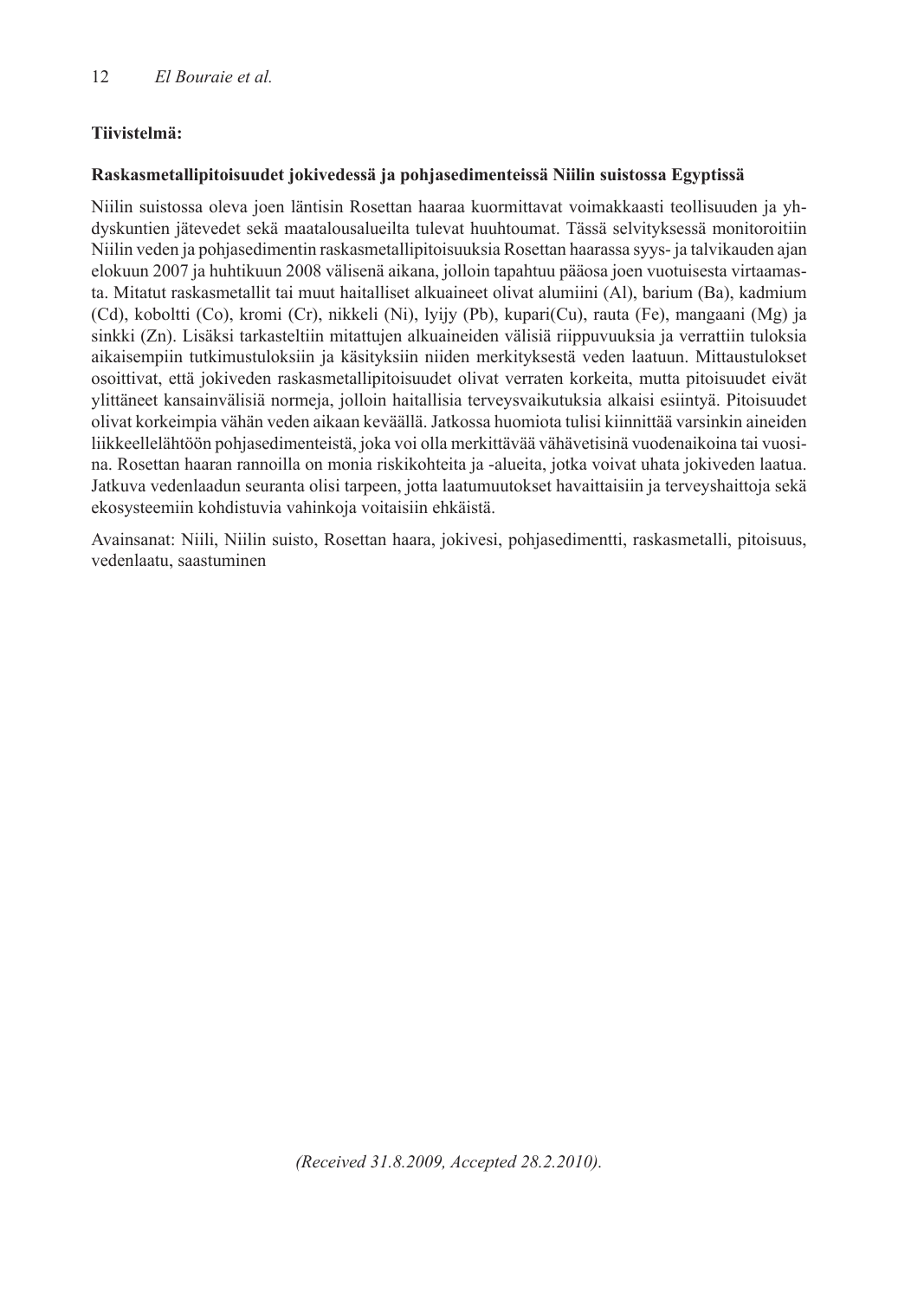**Tiivistelmä:**

**Raskasmetallipitoisuudet jokivedessä ja pohjasedimenteissä Niilin suistossa Egyptissä**

Niilin suistossa oleva joen läntisin Rosettan haaraa kuormittavat voimakkaasti teollisuuden ja yhdyskuntien jätevedet sekä maatalousalueilta tulevat huuhtoumat. Tässä selvityksessä monitoroitiin Niilin veden ja pohjasedimentin raskasmetallipitoisuuksia Rosettan haarassa syys- ja talvikauden ajan elokuun 2007 ja huhtikuun 2008 välisenä aikana, jolloin tapahtuu pääosa joen vuotuisesta virtaamasta. Mitatut raskasmetallit tai muut haitalliset alkuaineet olivat alumiini (Al), barium (Ba), kadmium (Cd), koboltti (Co), kromi (Cr), nikkeli (Ni), lyijy (Pb), kupari(Cu), rauta (Fe), mangaani (Mg) ja sinkki (Zn). Lisäksi tarkasteltiin mitattujen alkuaineiden välisiä riippuvuuksia ja verrattiin tuloksia aikaisempiin tutkimustuloksiin ja käsityksiin niiden merkityksestä veden laatuun. Mittaustulokset osoittivat, että jokiveden raskasmetallipitoisuudet olivat verraten korkeita, mutta pitoisuudet eivät ylittäneet kansainvälisiä normeja, jolloin haitallisia terveysvaikutuksia alkaisi esiintyä. Pitoisuudet olivat korkeimpia vähän veden aikaan keväällä. Jatkossa huomiota tulisi kiinnittää varsinkin aineiden liikkeellelähtöön pohjasedimenteistä, joka voi olla merkittävää vähävetisinä vuodenaikoina tai vuosina. Rosettan haaran rannoilla on monia riskikohteita ja -alueita, jotka voivat uhata jokiveden laatua. Jatkuva vedenlaadun seuranta olisi tarpeen, jotta laatumuutokset havaittaisiin ja terveyshaittoja sekä ekosysteemiin kohdistuvia vahinkoja voitaisiin ehkäistä.

Avainsanat: Niili, Niilin suisto, Rosettan haara, jokivesi, pohjasedimentti, raskasmetalli, pitoisuus, vedenlaatu, saastuminen

*(Received 31.8.2009, Accepted 28.2.2010).*